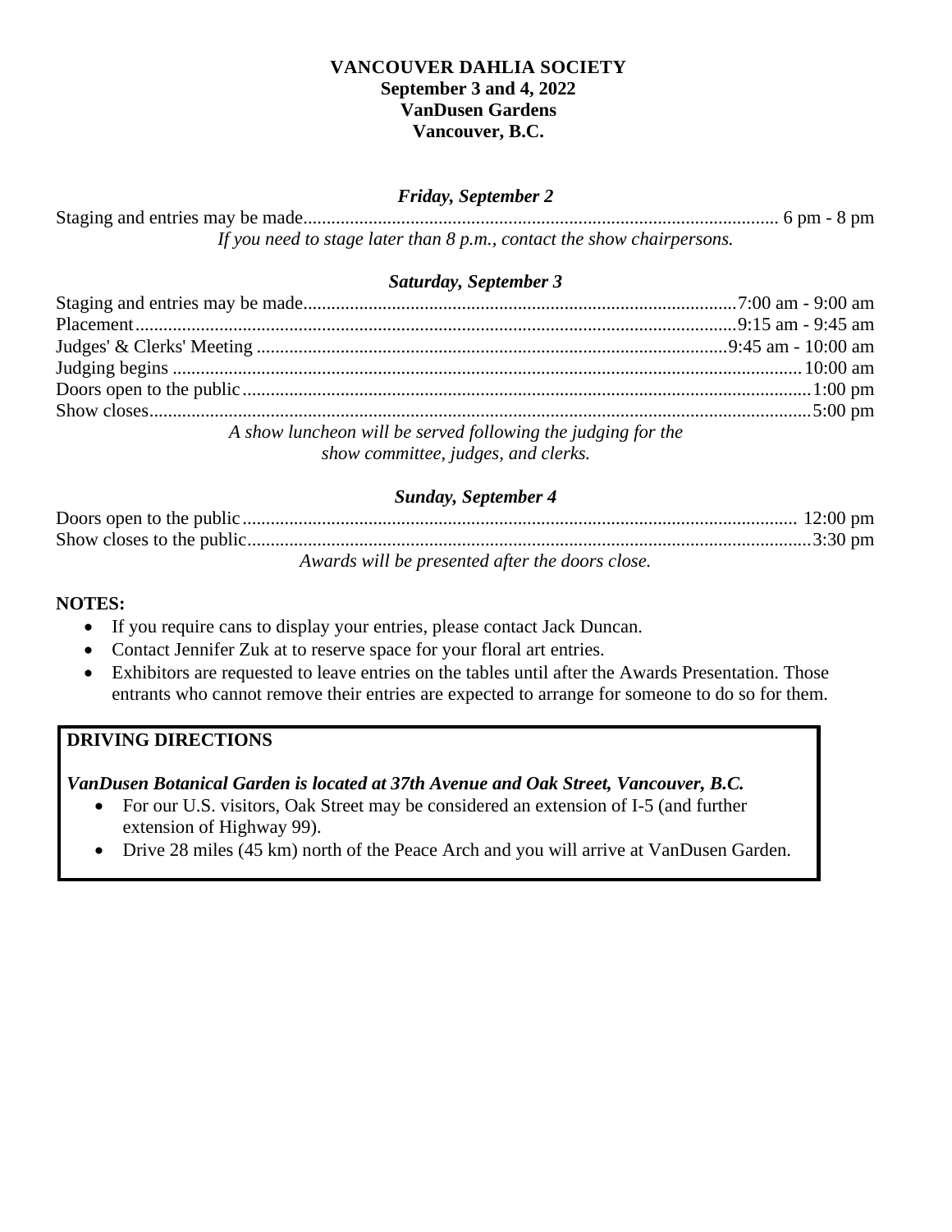**VANCOUVER DAHLIA SOCIETY**
**September 3 and 4, 2022**
**VanDusen Gardens**
**Vancouver, B.C.**

***Friday, September 2***

Staging and entries may be made.................... 6 pm - 8 pm

*If you need to stage later than 8 p.m., contact the show chairpersons.*

***Saturday, September 3***

Staging and entries may be made.................... 7:00 am - 9:00 am
Placement.................... 9:15 am - 9:45 am
Judges' & Clerks' Meeting .................... 9:45 am - 10:00 am
Judging begins .................... 10:00 am
Doors open to the public.................... 1:00 pm
Show closes.................... 5:00 pm

*A show luncheon will be served following the judging for the show committee, judges, and clerks.*

***Sunday, September 4***

Doors open to the public.................... 12:00 pm
Show closes to the public.................... 3:30 pm

*Awards will be presented after the doors close.*

**NOTES:**

- If you require cans to display your entries, please contact Jack Duncan.
- Contact Jennifer Zuk at to reserve space for your floral art entries.
- Exhibitors are requested to leave entries on the tables until after the Awards Presentation. Those entrants who cannot remove their entries are expected to arrange for someone to do so for them.

**DRIVING DIRECTIONS**

***VanDusen Botanical Garden is located at 37th Avenue and Oak Street, Vancouver, B.C.***

- For our U.S. visitors, Oak Street may be considered an extension of I-5 (and further extension of Highway 99).
- Drive 28 miles (45 km) north of the Peace Arch and you will arrive at VanDusen Garden.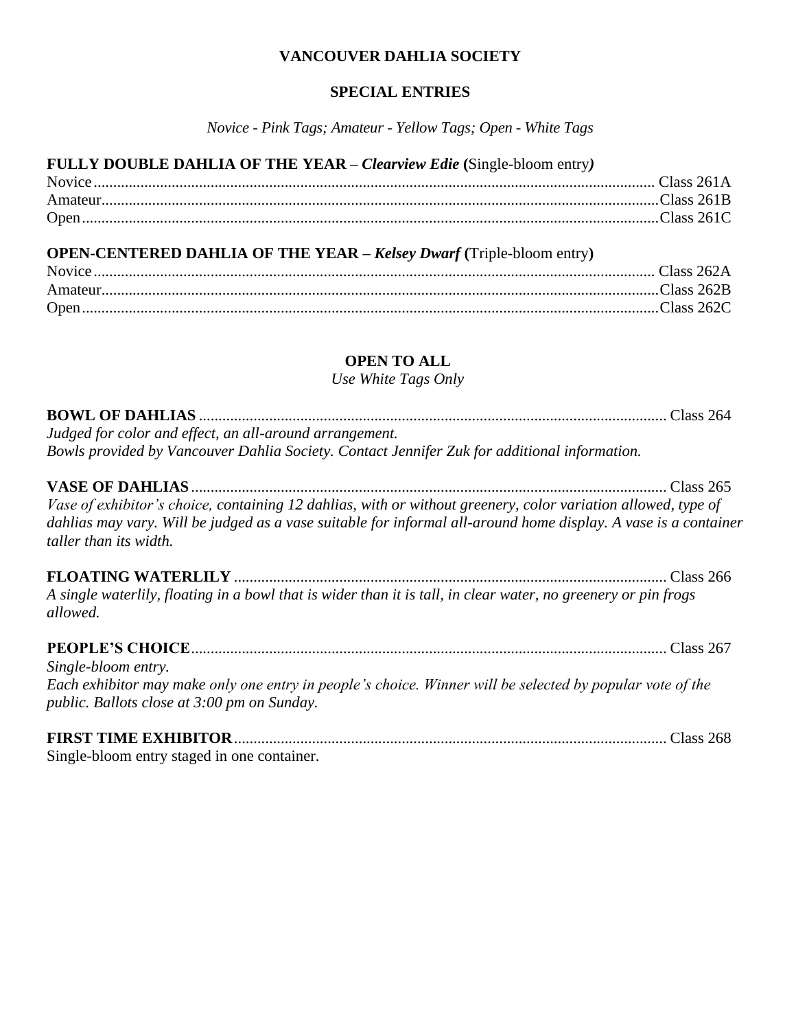# VANCOUVER DAHLIA SOCIETY

## SPECIAL ENTRIES

*Novice - Pink Tags; Amateur - Yellow Tags; Open - White Tags*

**FULLY DOUBLE DAHLIA OF THE YEAR – *Clearview Edie* (**Single-bloom entry***)***

Novice ........................................ Class 261A
Amateur ........................................ Class 261B
Open ........................................ Class 261C

**OPEN-CENTERED DAHLIA OF THE YEAR – *Kelsey Dwarf* (**Triple-bloom entry**)**

Novice ........................................ Class 262A
Amateur ........................................ Class 262B
Open ........................................ Class 262C

## OPEN TO ALL

*Use White Tags Only*

**BOWL OF DAHLIAS** ........................................ Class 264
*Judged for color and effect, an all-around arrangement.*
*Bowls provided by Vancouver Dahlia Society. Contact Jennifer Zuk for additional information.*

**VASE OF DAHLIAS** ........................................ Class 265
*Vase of exhibitor's choice, containing 12 dahlias, with or without greenery, color variation allowed, type of dahlias may vary. Will be judged as a vase suitable for informal all-around home display. A vase is a container taller than its width.*

**FLOATING WATERLILY** ........................................ Class 266
*A single waterlily, floating in a bowl that is wider than it is tall, in clear water, no greenery or pin frogs allowed.*

**PEOPLE'S CHOICE** ........................................ Class 267
*Single-bloom entry.*
*Each exhibitor may make only one entry in people's choice. Winner will be selected by popular vote of the public. Ballots close at 3:00 pm on Sunday.*

**FIRST TIME EXHIBITOR** ........................................ Class 268
Single-bloom entry staged in one container.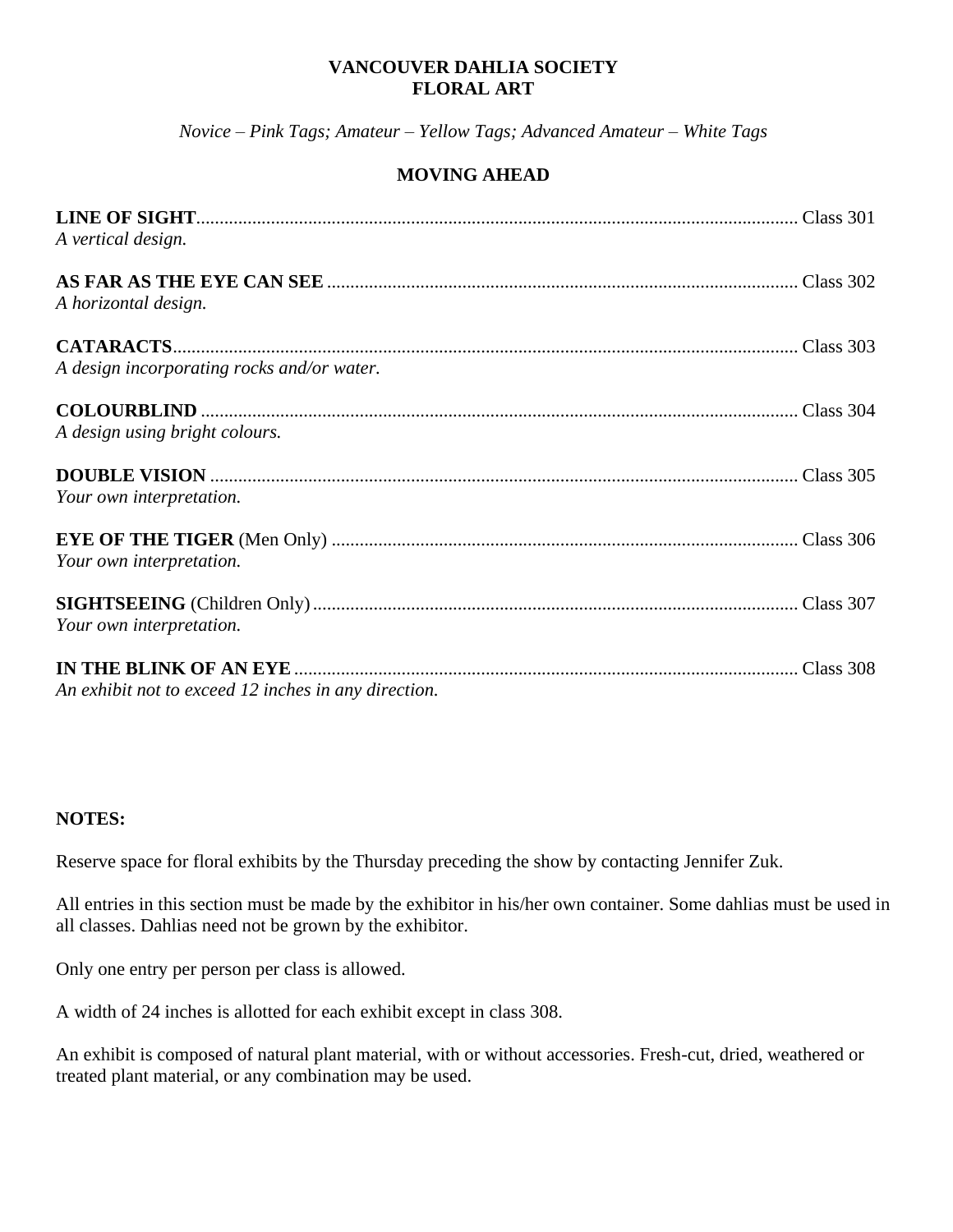# VANCOUVER DAHLIA SOCIETY
# FLORAL ART

*Novice – Pink Tags; Amateur – Yellow Tags; Advanced Amateur – White Tags*

## MOVING AHEAD

**LINE OF SIGHT**............................................................ Class 301
*A vertical design.*

**AS FAR AS THE EYE CAN SEE**............................................................ Class 302
*A horizontal design.*

**CATARACTS**............................................................ Class 303
*A design incorporating rocks and/or water.*

**COLOURBLIND**............................................................ Class 304
*A design using bright colours.*

**DOUBLE VISION**............................................................ Class 305
*Your own interpretation.*

**EYE OF THE TIGER** (Men Only)............................................................ Class 306
*Your own interpretation.*

**SIGHTSEEING** (Children Only)............................................................ Class 307
*Your own interpretation.*

**IN THE BLINK OF AN EYE**............................................................ Class 308
*An exhibit not to exceed 12 inches in any direction.*

**NOTES:**

Reserve space for floral exhibits by the Thursday preceding the show by contacting Jennifer Zuk.

All entries in this section must be made by the exhibitor in his/her own container. Some dahlias must be used in all classes. Dahlias need not be grown by the exhibitor.

Only one entry per person per class is allowed.

A width of 24 inches is allotted for each exhibit except in class 308.

An exhibit is composed of natural plant material, with or without accessories. Fresh-cut, dried, weathered or treated plant material, or any combination may be used.